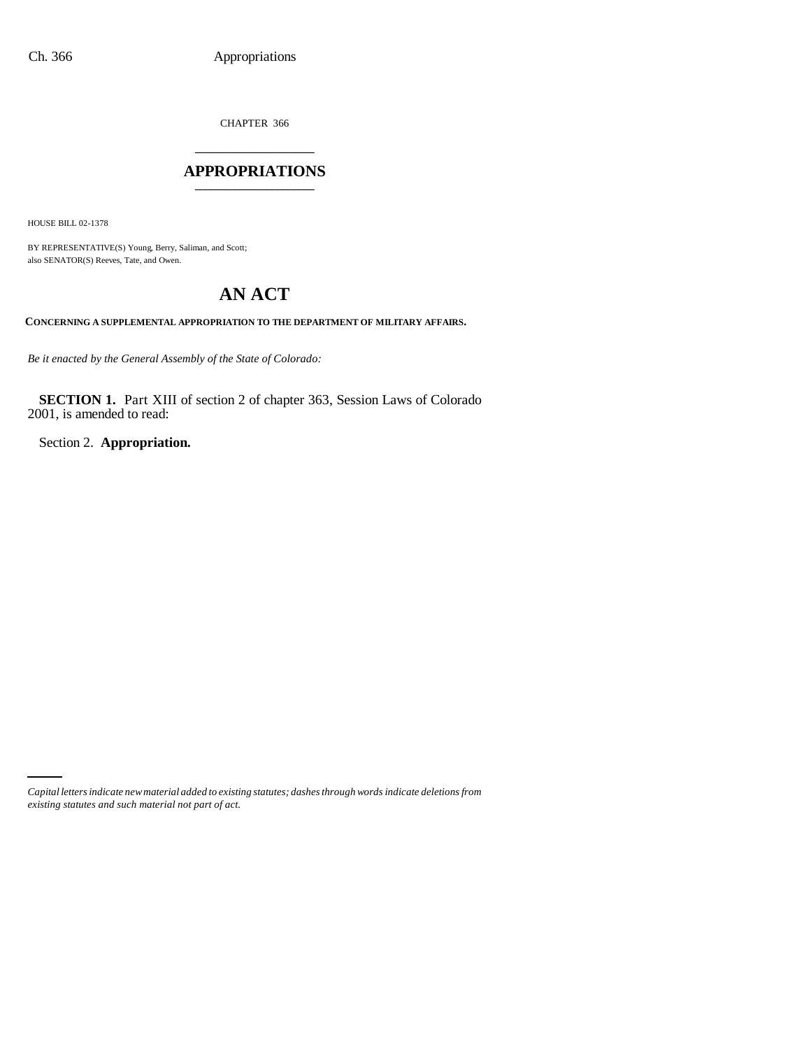CHAPTER 366

## APPROPRIATIONS

HOUSE BILL 02-1378

BY REPRESENTATIVE(S) Young, Berry, Saliman, and Scott;
also SENATOR(S) Reeves, Tate, and Owen.

# AN ACT

**CONCERNING A SUPPLEMENTAL APPROPRIATION TO THE DEPARTMENT OF MILITARY AFFAIRS.**

*Be it enacted by the General Assembly of the State of Colorado:*

**SECTION 1.** Part XIII of section 2 of chapter 363, Session Laws of Colorado 2001, is amended to read:

Section 2. **Appropriation.**

*Capital letters indicate new material added to existing statutes; dashes through words indicate deletions from existing statutes and such material not part of act.*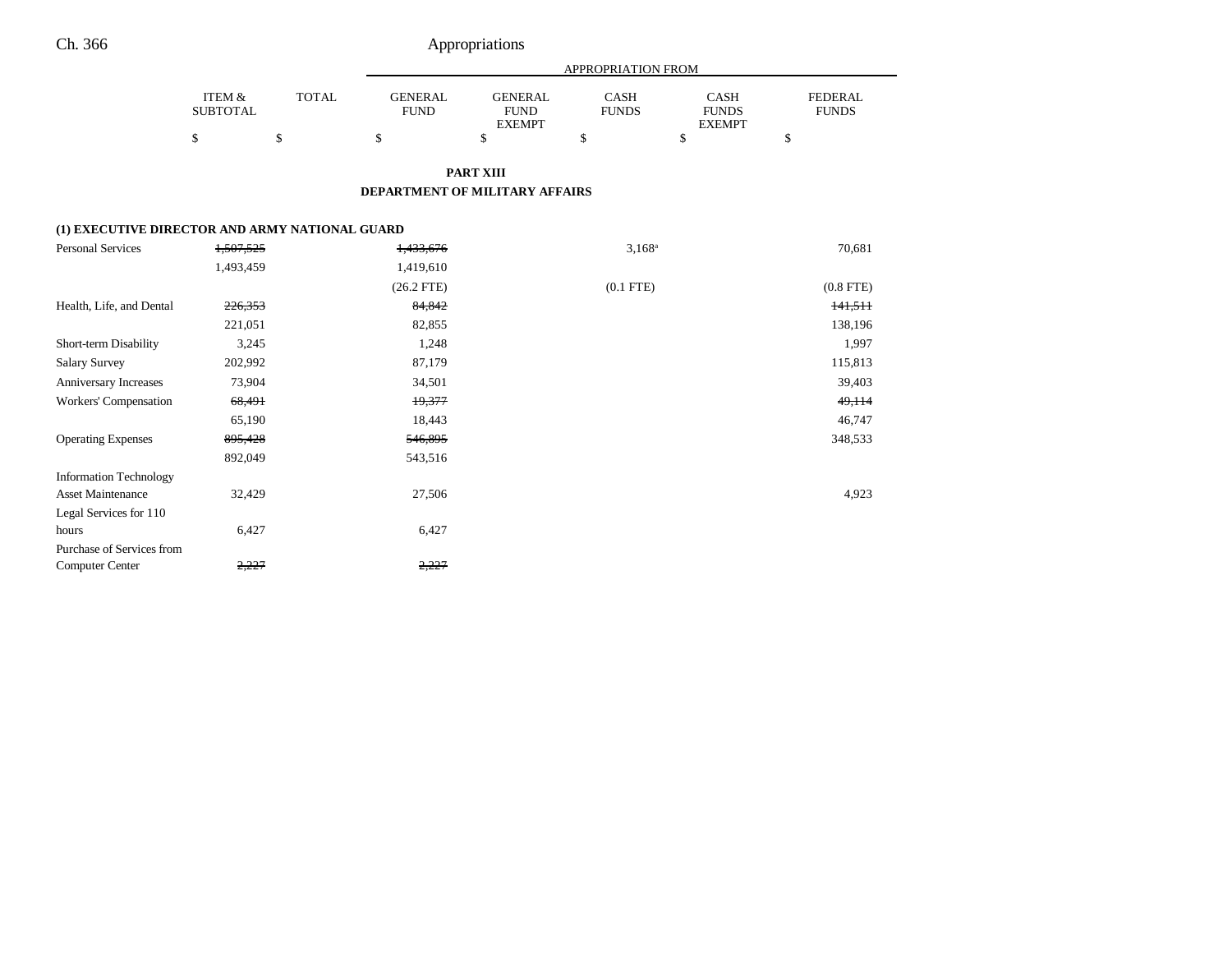| | ITEM & SUBTOTAL | TOTAL | APPROPRIATION FROM GENERAL FUND | GENERAL FUND EXEMPT | CASH FUNDS | CASH FUNDS EXEMPT | FEDERAL FUNDS |
|---|---|---|---|---|---|---|---|
| | $ | $ | $ | $ | $ | $ | $ |

**PART XIII**

**DEPARTMENT OF MILITARY AFFAIRS**

| | ITEM & SUBTOTAL | TOTAL | GENERAL FUND | GENERAL FUND EXEMPT | CASH FUNDS | CASH FUNDS EXEMPT | FEDERAL FUNDS |
|---|---|---|---|---|---|---|---|
| **(1) EXECUTIVE DIRECTOR AND ARMY NATIONAL GUARD** | | | | | | | |
| Personal Services | ~~1,507,525~~ | | ~~1,433,676~~ | | 3,168[a] | | 70,681 |
| | 1,493,459 | | 1,419,610 | | | | |
| | | | (26.2 FTE) | | (0.1 FTE) | | (0.8 FTE) |
| Health, Life, and Dental | ~~226,353~~ | | ~~84,842~~ | | | | ~~141,511~~ |
| | 221,051 | | 82,855 | | | | 138,196 |
| Short-term Disability | 3,245 | | 1,248 | | | | 1,997 |
| Salary Survey | 202,992 | | 87,179 | | | | 115,813 |
| Anniversary Increases | 73,904 | | 34,501 | | | | 39,403 |
| Workers' Compensation | ~~68,491~~ | | ~~19,377~~ | | | | ~~49,114~~ |
| | 65,190 | | 18,443 | | | | 46,747 |
| Operating Expenses | ~~895,428~~ | | ~~546,895~~ | | | | 348,533 |
| | 892,049 | | 543,516 | | | | |
| Information Technology Asset Maintenance | 32,429 | | 27,506 | | | | 4,923 |
| Legal Services for 110 hours | 6,427 | | 6,427 | | | | |
| Purchase of Services from Computer Center | ~~2,227~~ | | ~~2,227~~ | | | | |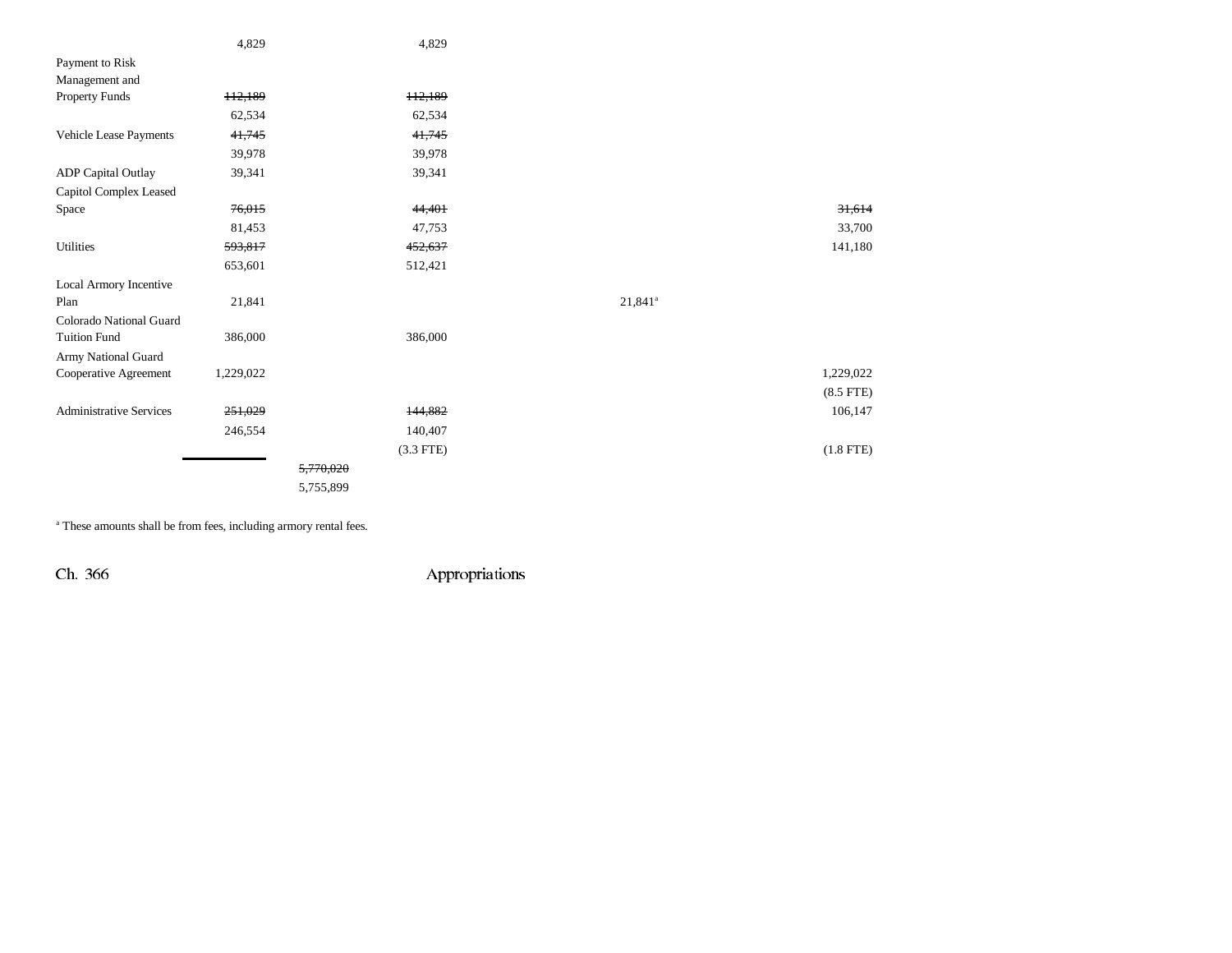| | | | | | | |
|---|---|---|---|---|---|---|
| | 4,829 | | 4,829 | | | |
| Payment to Risk Management and Property Funds | ~~112,189~~ | | ~~112,189~~ | | | |
| | 62,534 | | 62,534 | | | |
| Vehicle Lease Payments | ~~41,745~~ | | ~~41,745~~ | | | |
| | 39,978 | | 39,978 | | | |
| ADP Capital Outlay | 39,341 | | 39,341 | | | |
| Capitol Complex Leased Space | ~~76,015~~ | | ~~44,401~~ | | | ~~31,614~~ |
| | 81,453 | | 47,753 | | | 33,700 |
| Utilities | ~~593,817~~ | | ~~452,637~~ | | | 141,180 |
| | 653,601 | | 512,421 | | | |
| Local Armory Incentive Plan | 21,841 | | | 21,841[a] | | |
| Colorado National Guard Tuition Fund | 386,000 | | 386,000 | | | |
| Army National Guard Cooperative Agreement | 1,229,022 | | | | | 1,229,022 |
| | | | | | | (8.5 FTE) |
| Administrative Services | ~~251,029~~ | | ~~144,882~~ | | | 106,147 |
| | 246,554 | | 140,407 | | | |
| | | | (3.3 FTE) | | | (1.8 FTE) |
| | | ~~5,770,020~~ | | | | |
| | | 5,755,899 | | | | |

[a] These amounts shall be from fees, including armory rental fees.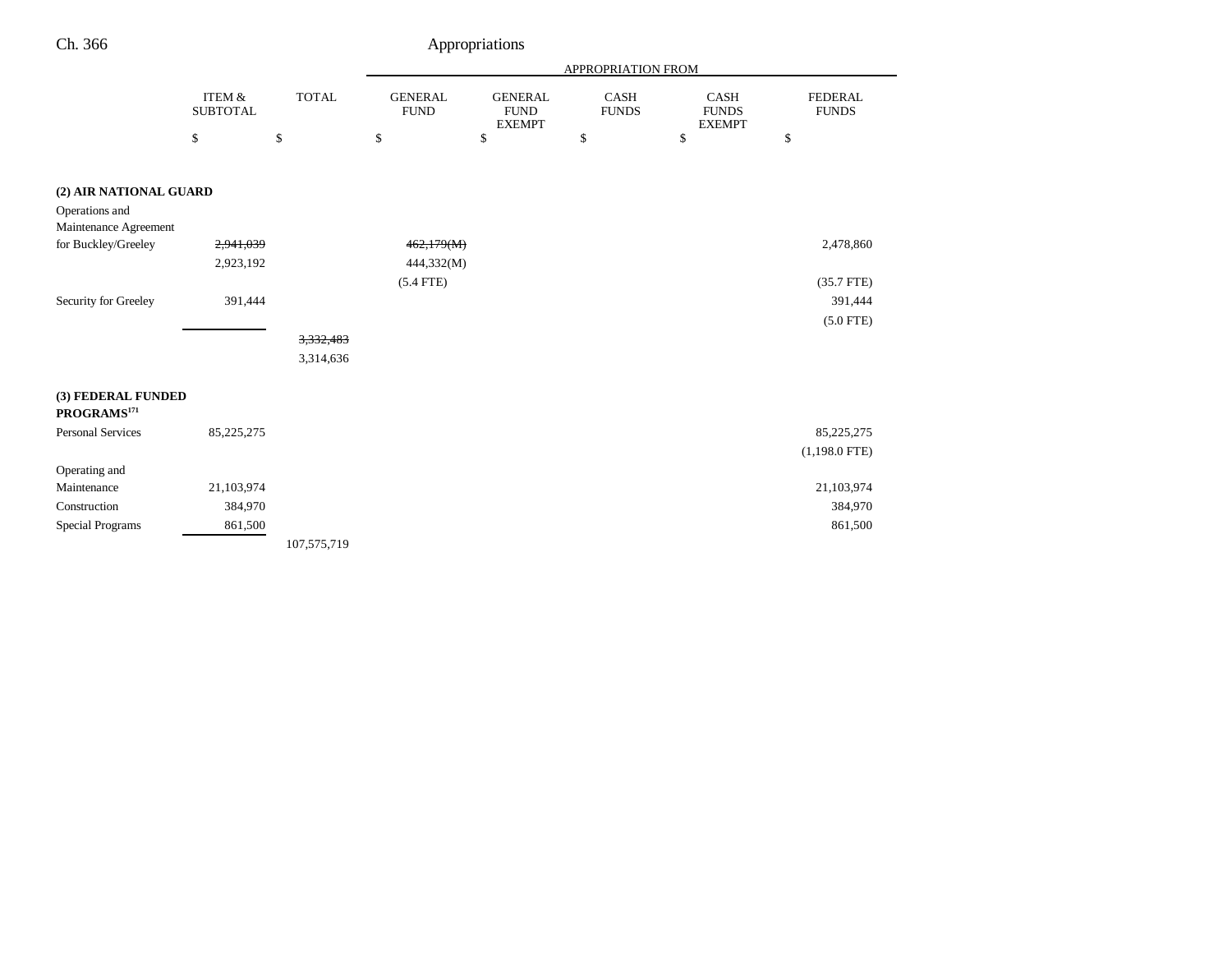| | ITEM & SUBTOTAL | TOTAL | GENERAL FUND | GENERAL FUND EXEMPT | CASH FUNDS | CASH FUNDS EXEMPT | FEDERAL FUNDS |
|---|---|---|---|---|---|---|---|
| | $ | $ | $ | $ | $ | $ | $ |
| **(2) AIR NATIONAL GUARD** | | | | | | | |
| Operations and Maintenance Agreement for Buckley/Greeley | ~~2,941,039~~ | | ~~462,179(M)~~ | | | | 2,478,860 |
| | 2,923,192 | | 444,332(M) | | | | |
| | | | (5.4 FTE) | | | | (35.7 FTE) |
| Security for Greeley | 391,444 | | | | | | 391,444 |
| | | | | | | | (5.0 FTE) |
| | | ~~3,332,483~~ | | | | | |
| | | 3,314,636 | | | | | |
| **(3) FEDERAL FUNDED PROGRAMS**[171] | | | | | | | |
| Personal Services | 85,225,275 | | | | | | 85,225,275 |
| | | | | | | | (1,198.0 FTE) |
| Operating and Maintenance | 21,103,974 | | | | | | 21,103,974 |
| Construction | 384,970 | | | | | | 384,970 |
| Special Programs | 861,500 | | | | | | 861,500 |
| | | 107,575,719 | | | | | |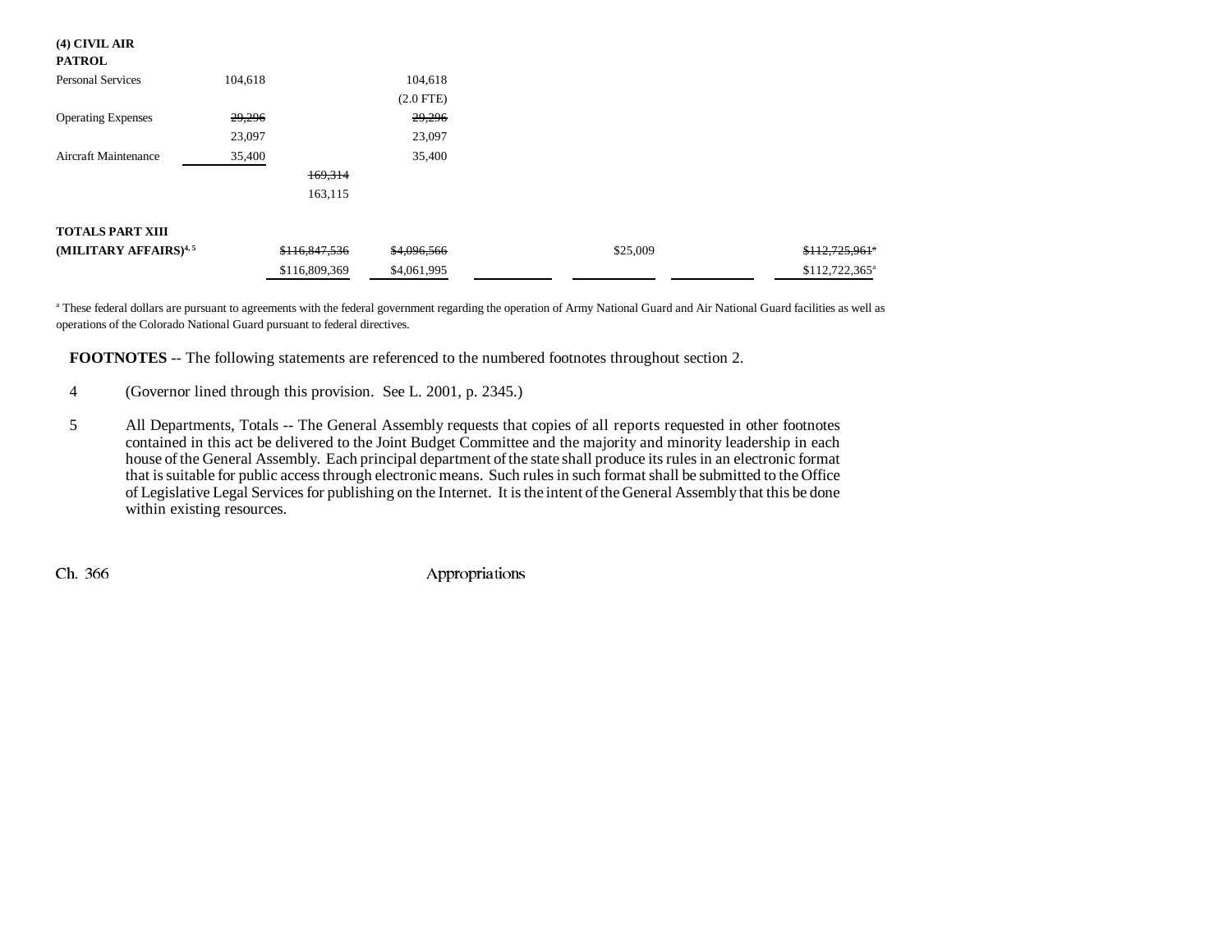| | | | | | | | |
|---|---|---|---|---|---|---|---|
| **(4) CIVIL AIR PATROL** | | | | | | | |
| Personal Services | 104,618 | | 104,618 | | | | |
| | | | (2.0 FTE) | | | | |
| Operating Expenses | ~~29,296~~ | | ~~29,296~~ | | | | |
| | 23,097 | | 23,097 | | | | |
| Aircraft Maintenance | 35,400 | | 35,400 | | | | |
| | | ~~169,314~~ | | | | | |
| | | 163,115 | | | | | |
| | | | | | | | |
| **TOTALS PART XIII** | | | | | | | |
| **(MILITARY AFFAIRS)**[4, 5] | | ~~$116,847,536~~ | ~~$4,096,566~~ | | $25,009 | | ~~$112,725,961~~[a] |
| | | $116,809,369 | $4,061,995 | | | | $112,722,365[a] |

[a] These federal dollars are pursuant to agreements with the federal government regarding the operation of Army National Guard and Air National Guard facilities as well as operations of the Colorado National Guard pursuant to federal directives.

**FOOTNOTES** -- The following statements are referenced to the numbered footnotes throughout section 2.

4 (Governor lined through this provision. See L. 2001, p. 2345.)

5 All Departments, Totals -- The General Assembly requests that copies of all reports requested in other footnotes contained in this act be delivered to the Joint Budget Committee and the majority and minority leadership in each house of the General Assembly. Each principal department of the state shall produce its rules in an electronic format that is suitable for public access through electronic means. Such rules in such format shall be submitted to the Office of Legislative Legal Services for publishing on the Internet. It is the intent of the General Assembly that this be done within existing resources.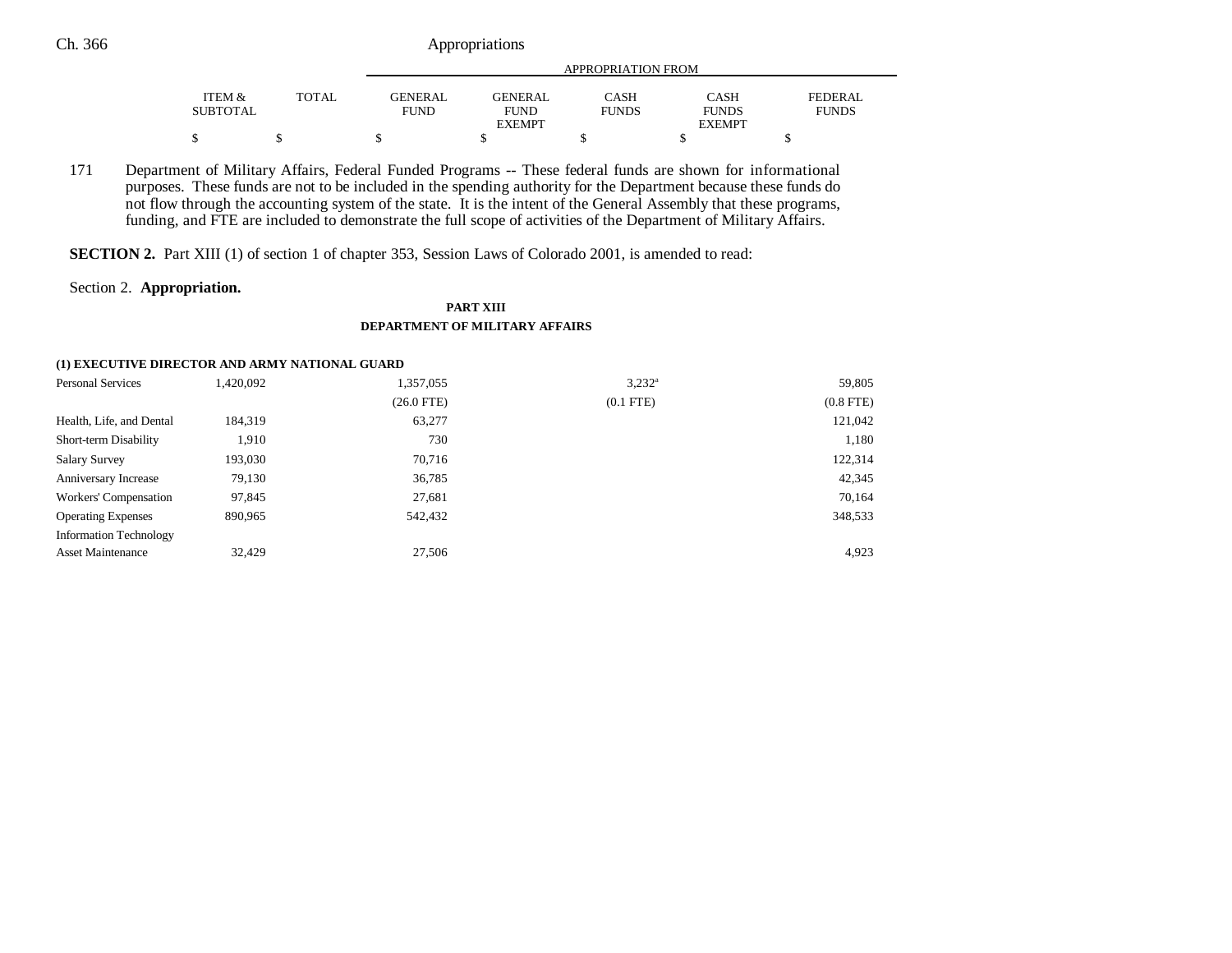| | ITEM & SUBTOTAL | TOTAL | GENERAL FUND | GENERAL FUND EXEMPT | CASH FUNDS | CASH FUNDS EXEMPT | FEDERAL FUNDS |
|---|---|---|---|---|---|---|---|
| | | | APPROPRIATION FROM | | | | |
| | $ | $ | $ | $ | $ | $ | $ |

171 Department of Military Affairs, Federal Funded Programs -- These federal funds are shown for informational purposes. These funds are not to be included in the spending authority for the Department because these funds do not flow through the accounting system of the state. It is the intent of the General Assembly that these programs, funding, and FTE are included to demonstrate the full scope of activities of the Department of Military Affairs.

**SECTION 2.** Part XIII (1) of section 1 of chapter 353, Session Laws of Colorado 2001, is amended to read:

Section 2. **Appropriation.**

**PART XIII**

**DEPARTMENT OF MILITARY AFFAIRS**

**(1) EXECUTIVE DIRECTOR AND ARMY NATIONAL GUARD**

| | ITEM & SUBTOTAL | TOTAL | GENERAL FUND | GENERAL FUND EXEMPT | CASH FUNDS | CASH FUNDS EXEMPT | FEDERAL FUNDS |
|---|---|---|---|---|---|---|---|
| Personal Services | 1,420,092 | | 1,357,055 | | 3,232[a] | | 59,805 |
| | | | (26.0 FTE) | | (0.1 FTE) | | (0.8 FTE) |
| Health, Life, and Dental | 184,319 | | 63,277 | | | | 121,042 |
| Short-term Disability | 1,910 | | 730 | | | | 1,180 |
| Salary Survey | 193,030 | | 70,716 | | | | 122,314 |
| Anniversary Increase | 79,130 | | 36,785 | | | | 42,345 |
| Workers' Compensation | 97,845 | | 27,681 | | | | 70,164 |
| Operating Expenses | 890,965 | | 542,432 | | | | 348,533 |
| Information Technology Asset Maintenance | 32,429 | | 27,506 | | | | 4,923 |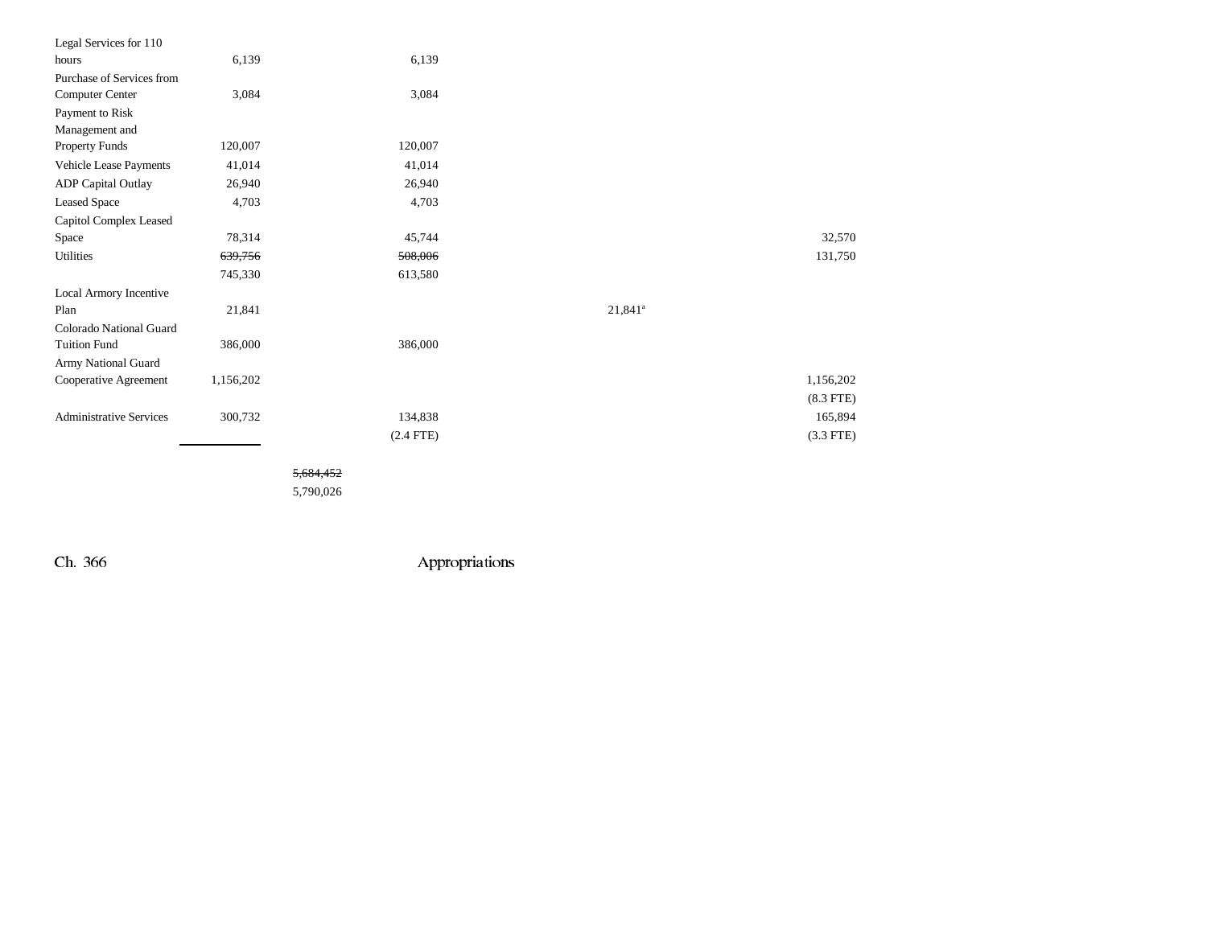| | | | | | |
|---|---|---|---|---|---|
| Legal Services for 110 hours | 6,139 | | 6,139 | | |
| Purchase of Services from Computer Center | 3,084 | | 3,084 | | |
| Payment to Risk Management and Property Funds | 120,007 | | 120,007 | | |
| Vehicle Lease Payments | 41,014 | | 41,014 | | |
| ADP Capital Outlay | 26,940 | | 26,940 | | |
| Leased Space | 4,703 | | 4,703 | | |
| Capitol Complex Leased Space | 78,314 | | 45,744 | | 32,570 |
| Utilities | ~~639,756~~ 745,330 | | ~~508,006~~ 613,580 | | 131,750 |
| Local Armory Incentive Plan | 21,841 | | | 21,841[a] | |
| Colorado National Guard Tuition Fund | 386,000 | | 386,000 | | |
| Army National Guard Cooperative Agreement | 1,156,202 | | | | 1,156,202 (8.3 FTE) |
| Administrative Services | 300,732 | | 134,838 (2.4 FTE) | | 165,894 (3.3 FTE) |
| | | ~~5,684,452~~ 5,790,026 | | | |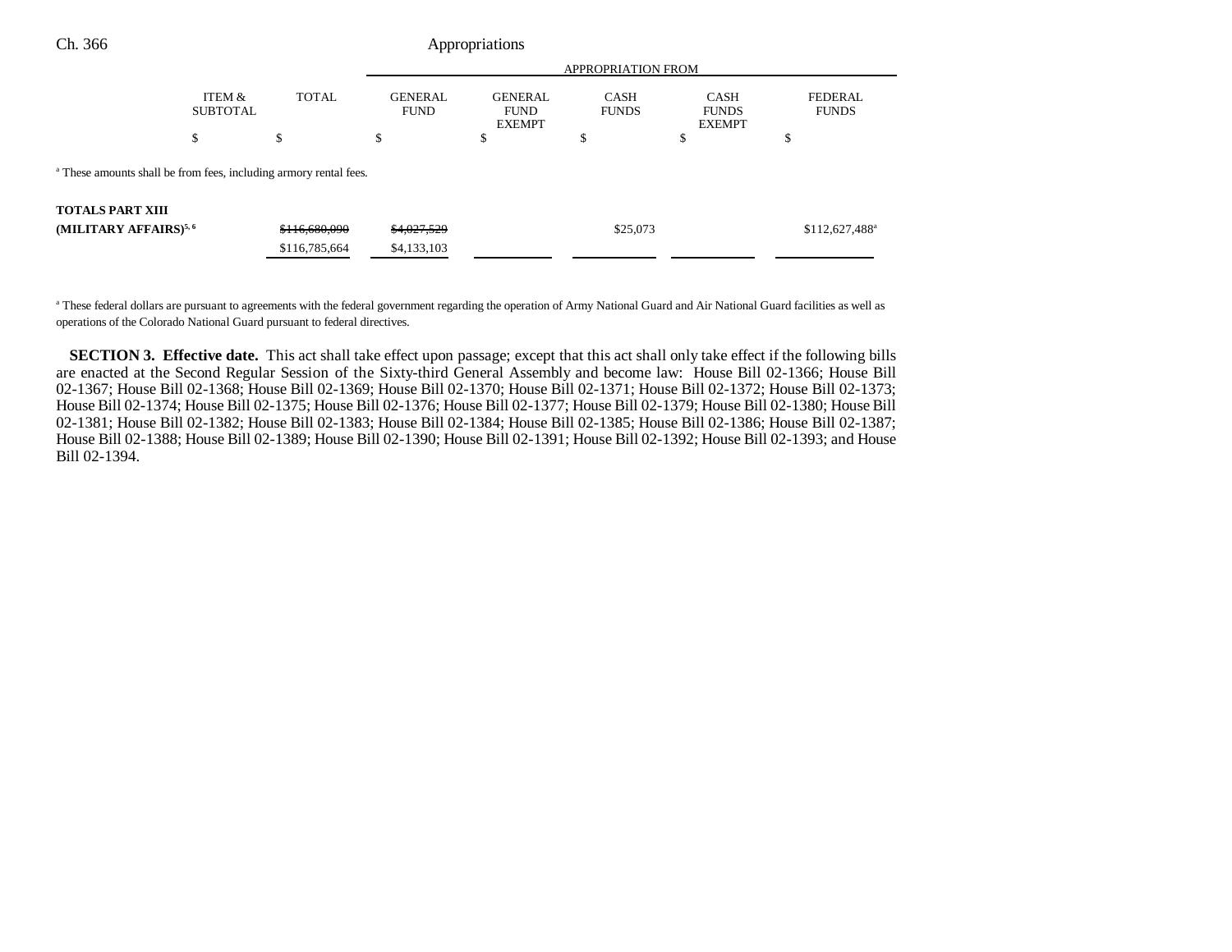| | ITEM & SUBTOTAL | TOTAL | APPROPRIATION FROM | | | | |
|---|---|---|---|---|---|---|---|
| | | | GENERAL FUND | GENERAL FUND EXEMPT | CASH FUNDS | CASH FUNDS EXEMPT | FEDERAL FUNDS |
| | $ | $ | $ | $ | $ | $ | $ |

[a] These amounts shall be from fees, including armory rental fees.

| | ITEM & SUBTOTAL | TOTAL | GENERAL FUND | GENERAL FUND EXEMPT | CASH FUNDS | CASH FUNDS EXEMPT | FEDERAL FUNDS |
|---|---|---|---|---|---|---|---|
| **TOTALS PART XIII (MILITARY AFFAIRS)**[5, 6] | | ~~$116,680,090~~ $116,785,664 | ~~$4,027,529~~ $4,133,103 | | $25,073 | | $112,627,488[a] |

[a] These federal dollars are pursuant to agreements with the federal government regarding the operation of Army National Guard and Air National Guard facilities as well as operations of the Colorado National Guard pursuant to federal directives.

**SECTION 3. Effective date.** This act shall take effect upon passage; except that this act shall only take effect if the following bills are enacted at the Second Regular Session of the Sixty-third General Assembly and become law: House Bill 02-1366; House Bill 02-1367; House Bill 02-1368; House Bill 02-1369; House Bill 02-1370; House Bill 02-1371; House Bill 02-1372; House Bill 02-1373; House Bill 02-1374; House Bill 02-1375; House Bill 02-1376; House Bill 02-1377; House Bill 02-1379; House Bill 02-1380; House Bill 02-1381; House Bill 02-1382; House Bill 02-1383; House Bill 02-1384; House Bill 02-1385; House Bill 02-1386; House Bill 02-1387; House Bill 02-1388; House Bill 02-1389; House Bill 02-1390; House Bill 02-1391; House Bill 02-1392; House Bill 02-1393; and House Bill 02-1394.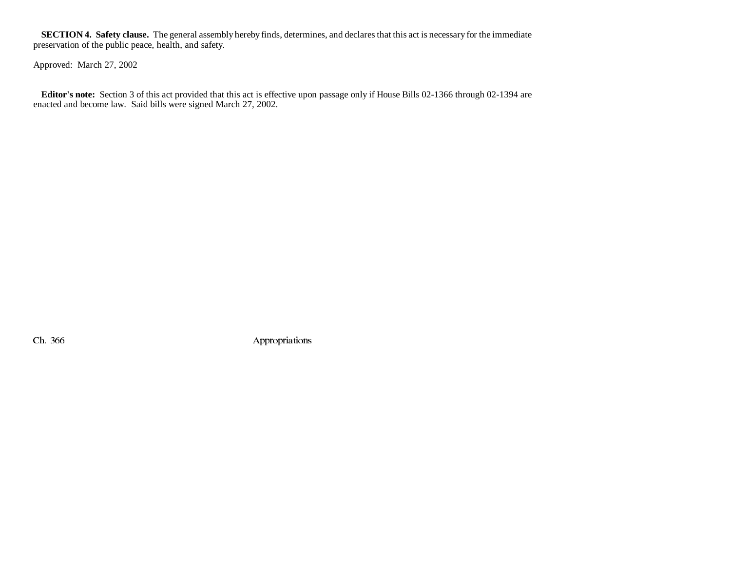**SECTION 4. Safety clause.** The general assembly hereby finds, determines, and declares that this act is necessary for the immediate preservation of the public peace, health, and safety.

Approved: March 27, 2002

**Editor's note:** Section 3 of this act provided that this act is effective upon passage only if House Bills 02-1366 through 02-1394 are enacted and become law. Said bills were signed March 27, 2002.